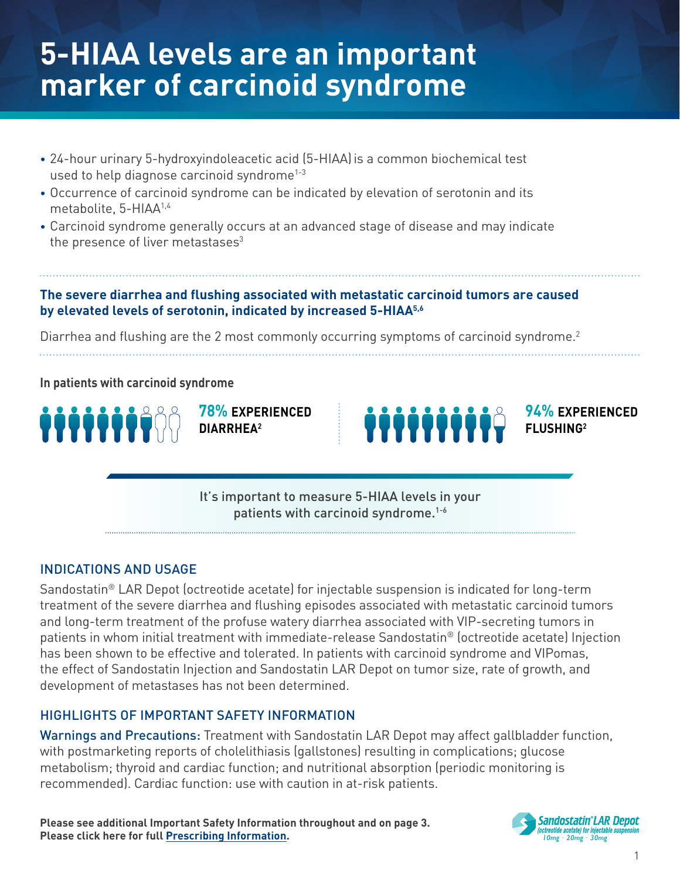# 5-HIAA levels are an important marker of carcinoid syndrome

- 24-hour urinary 5-hydroxyindoleacetic acid (5-HIAA) is a common biochemical test used to help diagnose carcinoid syndrome[1-3]
- Occurrence of carcinoid syndrome can be indicated by elevation of serotonin and its metabolite, 5-HIAA[1,4]
- Carcinoid syndrome generally occurs at an advanced stage of disease and may indicate the presence of liver metastases[3]

**The severe diarrhea and flushing associated with metastatic carcinoid tumors are caused by elevated levels of serotonin, indicated by increased 5-HIAA[5,6]**

Diarrhea and flushing are the 2 most commonly occurring symptoms of carcinoid syndrome.[2]

**In patients with carcinoid syndrome**

**78% EXPERIENCED DIARRHEA[2]**

**94% EXPERIENCED FLUSHING[2]**

It's important to measure 5-HIAA levels in your patients with carcinoid syndrome.[1-6]

## INDICATIONS AND USAGE

Sandostatin® LAR Depot (octreotide acetate) for injectable suspension is indicated for long-term treatment of the severe diarrhea and flushing episodes associated with metastatic carcinoid tumors and long-term treatment of the profuse watery diarrhea associated with VIP-secreting tumors in patients in whom initial treatment with immediate-release Sandostatin® (octreotide acetate) Injection has been shown to be effective and tolerated. In patients with carcinoid syndrome and VIPomas, the effect of Sandostatin Injection and Sandostatin LAR Depot on tumor size, rate of growth, and development of metastases has not been determined.

## HIGHLIGHTS OF IMPORTANT SAFETY INFORMATION

Warnings and Precautions: Treatment with Sandostatin LAR Depot may affect gallbladder function, with postmarketing reports of cholelithiasis (gallstones) resulting in complications; glucose metabolism; thyroid and cardiac function; and nutritional absorption (periodic monitoring is recommended). Cardiac function: use with caution in at-risk patients.

**Please see additional Important Safety Information throughout and on page 3.**
**Please click here for full Prescribing Information.**

Sandostatin® LAR Depot (octreotide acetate) for injectable suspension 10mg • 20mg • 30mg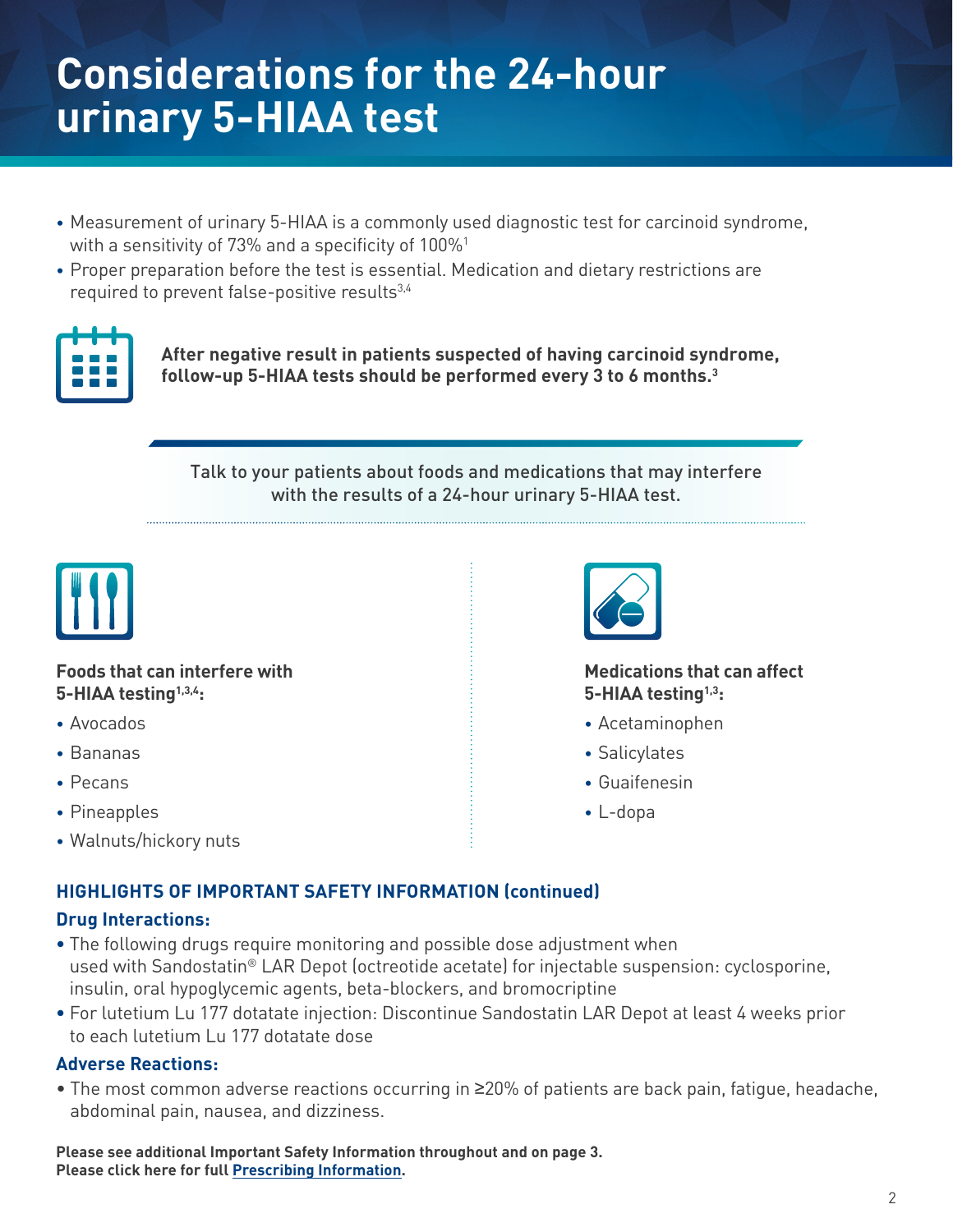# Considerations for the 24-hour urinary 5-HIAA test

- Measurement of urinary 5-HIAA is a commonly used diagnostic test for carcinoid syndrome, with a sensitivity of 73% and a specificity of 100%[1]
- Proper preparation before the test is essential. Medication and dietary restrictions are required to prevent false-positive results[3,4]

**After negative result in patients suspected of having carcinoid syndrome, follow-up 5-HIAA tests should be performed every 3 to 6 months.[3]**

Talk to your patients about foods and medications that may interfere with the results of a 24-hour urinary 5-HIAA test.

**Foods that can interfere with 5-HIAA testing[1,3,4]:**

- Avocados
- Bananas
- Pecans
- Pineapples
- Walnuts/hickory nuts

**Medications that can affect 5-HIAA testing[1,3]:**

- Acetaminophen
- Salicylates
- Guaifenesin
- L-dopa

## HIGHLIGHTS OF IMPORTANT SAFETY INFORMATION (continued)

### Drug Interactions:

- The following drugs require monitoring and possible dose adjustment when used with Sandostatin® LAR Depot (octreotide acetate) for injectable suspension: cyclosporine, insulin, oral hypoglycemic agents, beta-blockers, and bromocriptine
- For lutetium Lu 177 dotatate injection: Discontinue Sandostatin LAR Depot at least 4 weeks prior to each lutetium Lu 177 dotatate dose

### Adverse Reactions:

- The most common adverse reactions occurring in ≥20% of patients are back pain, fatigue, headache, abdominal pain, nausea, and dizziness.

**Please see additional Important Safety Information throughout and on page 3.**
**Please click here for full Prescribing Information.**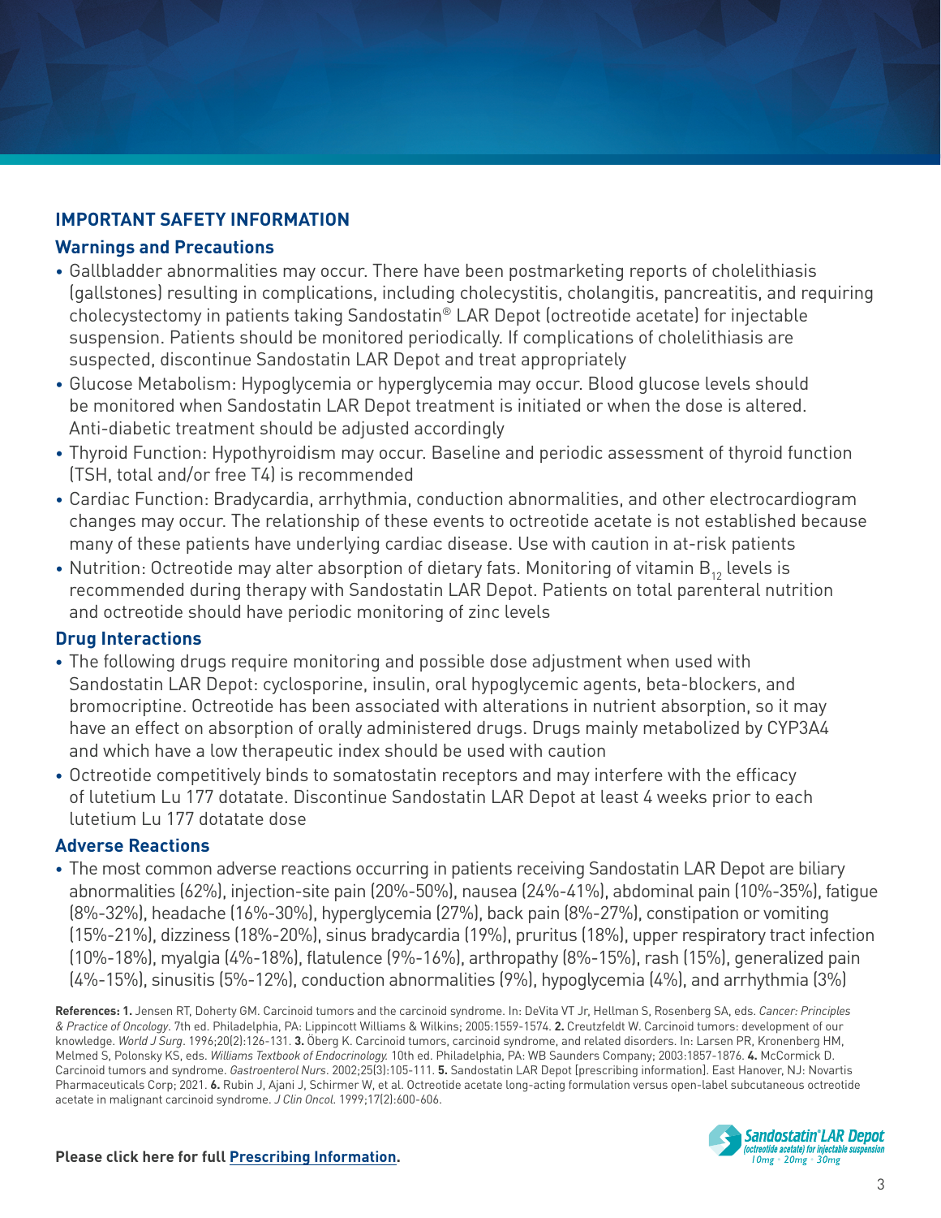## IMPORTANT SAFETY INFORMATION

### Warnings and Precautions

- Gallbladder abnormalities may occur. There have been postmarketing reports of cholelithiasis (gallstones) resulting in complications, including cholecystitis, cholangitis, pancreatitis, and requiring cholecystectomy in patients taking Sandostatin® LAR Depot (octreotide acetate) for injectable suspension. Patients should be monitored periodically. If complications of cholelithiasis are suspected, discontinue Sandostatin LAR Depot and treat appropriately
- Glucose Metabolism: Hypoglycemia or hyperglycemia may occur. Blood glucose levels should be monitored when Sandostatin LAR Depot treatment is initiated or when the dose is altered. Anti-diabetic treatment should be adjusted accordingly
- Thyroid Function: Hypothyroidism may occur. Baseline and periodic assessment of thyroid function (TSH, total and/or free T4) is recommended
- Cardiac Function: Bradycardia, arrhythmia, conduction abnormalities, and other electrocardiogram changes may occur. The relationship of these events to octreotide acetate is not established because many of these patients have underlying cardiac disease. Use with caution in at-risk patients
- Nutrition: Octreotide may alter absorption of dietary fats. Monitoring of vitamin $B_{12}$ levels is recommended during therapy with Sandostatin LAR Depot. Patients on total parenteral nutrition and octreotide should have periodic monitoring of zinc levels

### Drug Interactions

- The following drugs require monitoring and possible dose adjustment when used with Sandostatin LAR Depot: cyclosporine, insulin, oral hypoglycemic agents, beta-blockers, and bromocriptine. Octreotide has been associated with alterations in nutrient absorption, so it may have an effect on absorption of orally administered drugs. Drugs mainly metabolized by CYP3A4 and which have a low therapeutic index should be used with caution
- Octreotide competitively binds to somatostatin receptors and may interfere with the efficacy of lutetium Lu 177 dotatate. Discontinue Sandostatin LAR Depot at least 4 weeks prior to each lutetium Lu 177 dotatate dose

### Adverse Reactions

- The most common adverse reactions occurring in patients receiving Sandostatin LAR Depot are biliary abnormalities (62%), injection-site pain (20%-50%), nausea (24%-41%), abdominal pain (10%-35%), fatigue (8%-32%), headache (16%-30%), hyperglycemia (27%), back pain (8%-27%), constipation or vomiting (15%-21%), dizziness (18%-20%), sinus bradycardia (19%), pruritus (18%), upper respiratory tract infection (10%-18%), myalgia (4%-18%), flatulence (9%-16%), arthropathy (8%-15%), rash (15%), generalized pain (4%-15%), sinusitis (5%-12%), conduction abnormalities (9%), hypoglycemia (4%), and arrhythmia (3%)

**References: 1.** Jensen RT, Doherty GM. Carcinoid tumors and the carcinoid syndrome. In: DeVita VT Jr, Hellman S, Rosenberg SA, eds. *Cancer: Principles & Practice of Oncology*. 7th ed. Philadelphia, PA: Lippincott Williams & Wilkins; 2005:1559-1574. **2.** Creutzfeldt W. Carcinoid tumors: development of our knowledge. *World J Surg*. 1996;20(2):126-131. **3.** Öberg K. Carcinoid tumors, carcinoid syndrome, and related disorders. In: Larsen PR, Kronenberg HM, Melmed S, Polonsky KS, eds. *Williams Textbook of Endocrinology.* 10th ed. Philadelphia, PA: WB Saunders Company; 2003:1857-1876. **4.** McCormick D. Carcinoid tumors and syndrome. *Gastroenterol Nurs*. 2002;25(3):105-111. **5.** Sandostatin LAR Depot [prescribing information]. East Hanover, NJ: Novartis Pharmaceuticals Corp; 2021. **6.** Rubin J, Ajani J, Schirmer W, et al. Octreotide acetate long-acting formulation versus open-label subcutaneous octreotide acetate in malignant carcinoid syndrome. *J Clin Oncol.* 1999;17(2):600-606.

**Please click here for full Prescribing Information.**

Sandostatin® LAR Depot (octreotide acetate) for injectable suspension 10mg • 20mg • 30mg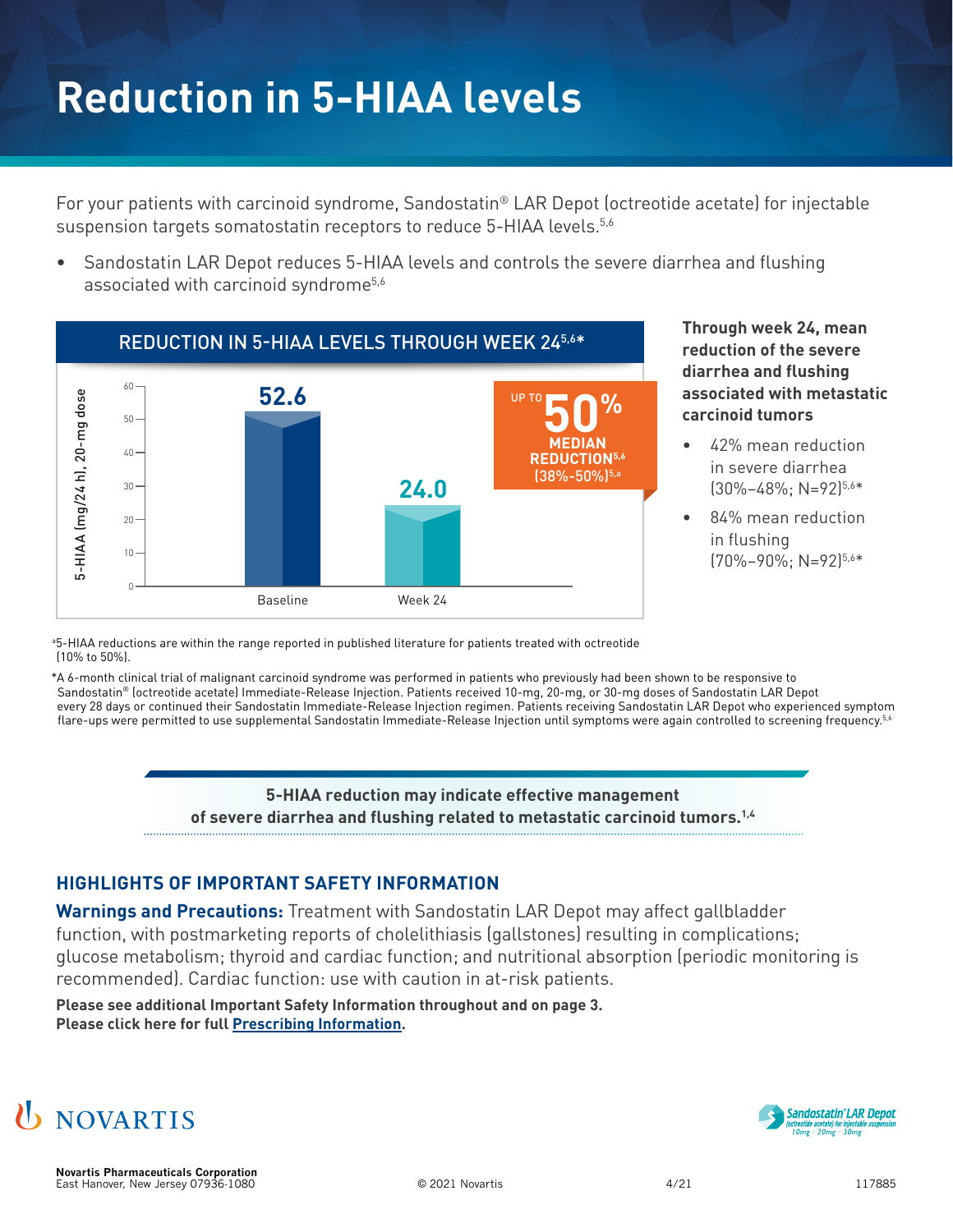# Reduction in 5-HIAA levels

For your patients with carcinoid syndrome, Sandostatin® LAR Depot (octreotide acetate) for injectable suspension targets somatostatin receptors to reduce 5-HIAA levels.[5,6]

- Sandostatin LAR Depot reduces 5-HIAA levels and controls the severe diarrhea and flushing associated with carcinoid syndrome[5,6]

REDUCTION IN 5-HIAA LEVELS THROUGH WEEK 24[5,6]*

5-HIAA (mg/24 h), 20-mg dose

0
10
20
30
40
50
60

52.6

24.0

Baseline

Week 24

UP TO 50% MEDIAN REDUCTION[5,6] (38%-50%)[5,a]

**Through week 24, mean reduction of the severe diarrhea and flushing associated with metastatic carcinoid tumors**

- 42% mean reduction in severe diarrhea (30%–48%; N=92)[5,6]*
- 84% mean reduction in flushing (70%–90%; N=92)[5,6]*

[a]5-HIAA reductions are within the range reported in published literature for patients treated with octreotide (10% to 50%).

*A 6-month clinical trial of malignant carcinoid syndrome was performed in patients who previously had been shown to be responsive to Sandostatin® (octreotide acetate) Immediate-Release Injection. Patients received 10-mg, 20-mg, or 30-mg doses of Sandostatin LAR Depot every 28 days or continued their Sandostatin Immediate-Release Injection regimen. Patients receiving Sandostatin LAR Depot who experienced symptom flare-ups were permitted to use supplemental Sandostatin Immediate-Release Injection until symptoms were again controlled to screening frequency.[5,6]

**5-HIAA reduction may indicate effective management of severe diarrhea and flushing related to metastatic carcinoid tumors.[1,4]**

## HIGHLIGHTS OF IMPORTANT SAFETY INFORMATION

**Warnings and Precautions:** Treatment with Sandostatin LAR Depot may affect gallbladder function, with postmarketing reports of cholelithiasis (gallstones) resulting in complications; glucose metabolism; thyroid and cardiac function; and nutritional absorption (periodic monitoring is recommended). Cardiac function: use with caution in at-risk patients.

**Please see additional Important Safety Information throughout and on page 3.**
**Please click here for full Prescribing Information.**

NOVARTIS

Sandostatin® LAR Depot (octreotide acetate) for injectable suspension 10mg · 20mg · 30mg

Novartis Pharmaceuticals Corporation
East Hanover, New Jersey 07936-1080

© 2021 Novartis 4/21 117885